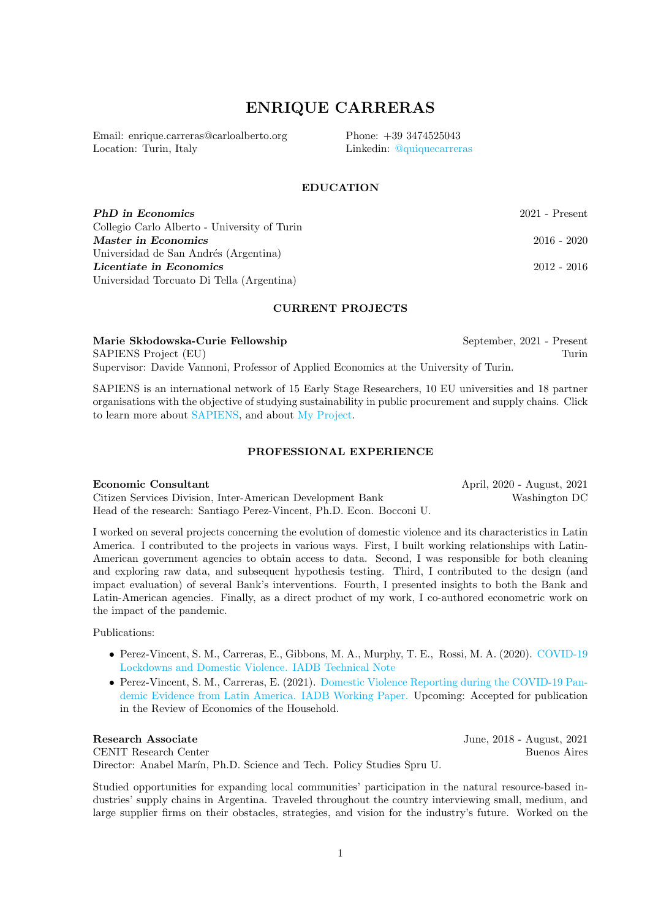# ENRIQUE CARRERAS

Email: enrique.carreras@carloalberto.org
Location: Turin, Italy
Phone: +39 3474525043
Linkedin: @quiquecarreras

## EDUCATION

***PhD in Economics*** — 2021 - Present
Collegio Carlo Alberto - University of Turin

***Master in Economics*** — 2016 - 2020
Universidad de San Andrés (Argentina)

***Licentiate in Economics*** — 2012 - 2016
Universidad Torcuato Di Tella (Argentina)

## CURRENT PROJECTS

**Marie Skłodowska-Curie Fellowship** — September, 2021 - Present
SAPIENS Project (EU) — Turin
Supervisor: Davide Vannoni, Professor of Applied Economics at the University of Turin.

SAPIENS is an international network of 15 Early Stage Researchers, 10 EU universities and 18 partner organisations with the objective of studying sustainability in public procurement and supply chains. Click to learn more about SAPIENS, and about My Project.

## PROFESSIONAL EXPERIENCE

**Economic Consultant** — April, 2020 - August, 2021
Citizen Services Division, Inter-American Development Bank — Washington DC
Head of the research: Santiago Perez-Vincent, Ph.D. Econ. Bocconi U.

I worked on several projects concerning the evolution of domestic violence and its characteristics in Latin America. I contributed to the projects in various ways. First, I built working relationships with Latin-American government agencies to obtain access to data. Second, I was responsible for both cleaning and exploring raw data, and subsequent hypothesis testing. Third, I contributed to the design (and impact evaluation) of several Bank's interventions. Fourth, I presented insights to both the Bank and Latin-American agencies. Finally, as a direct product of my work, I co-authored econometric work on the impact of the pandemic.

Publications:

- Perez-Vincent, S. M., Carreras, E., Gibbons, M. A., Murphy, T. E., Rossi, M. A. (2020). COVID-19 Lockdowns and Domestic Violence. IADB Technical Note
- Perez-Vincent, S. M., Carreras, E. (2021). Domestic Violence Reporting during the COVID-19 Pandemic Evidence from Latin America. IADB Working Paper. Upcoming: Accepted for publication in the Review of Economics of the Household.

**Research Associate** — June, 2018 - August, 2021
CENIT Research Center — Buenos Aires
Director: Anabel Marín, Ph.D. Science and Tech. Policy Studies Spru U.

Studied opportunities for expanding local communities' participation in the natural resource-based industries' supply chains in Argentina. Traveled throughout the country interviewing small, medium, and large supplier firms on their obstacles, strategies, and vision for the industry's future. Worked on the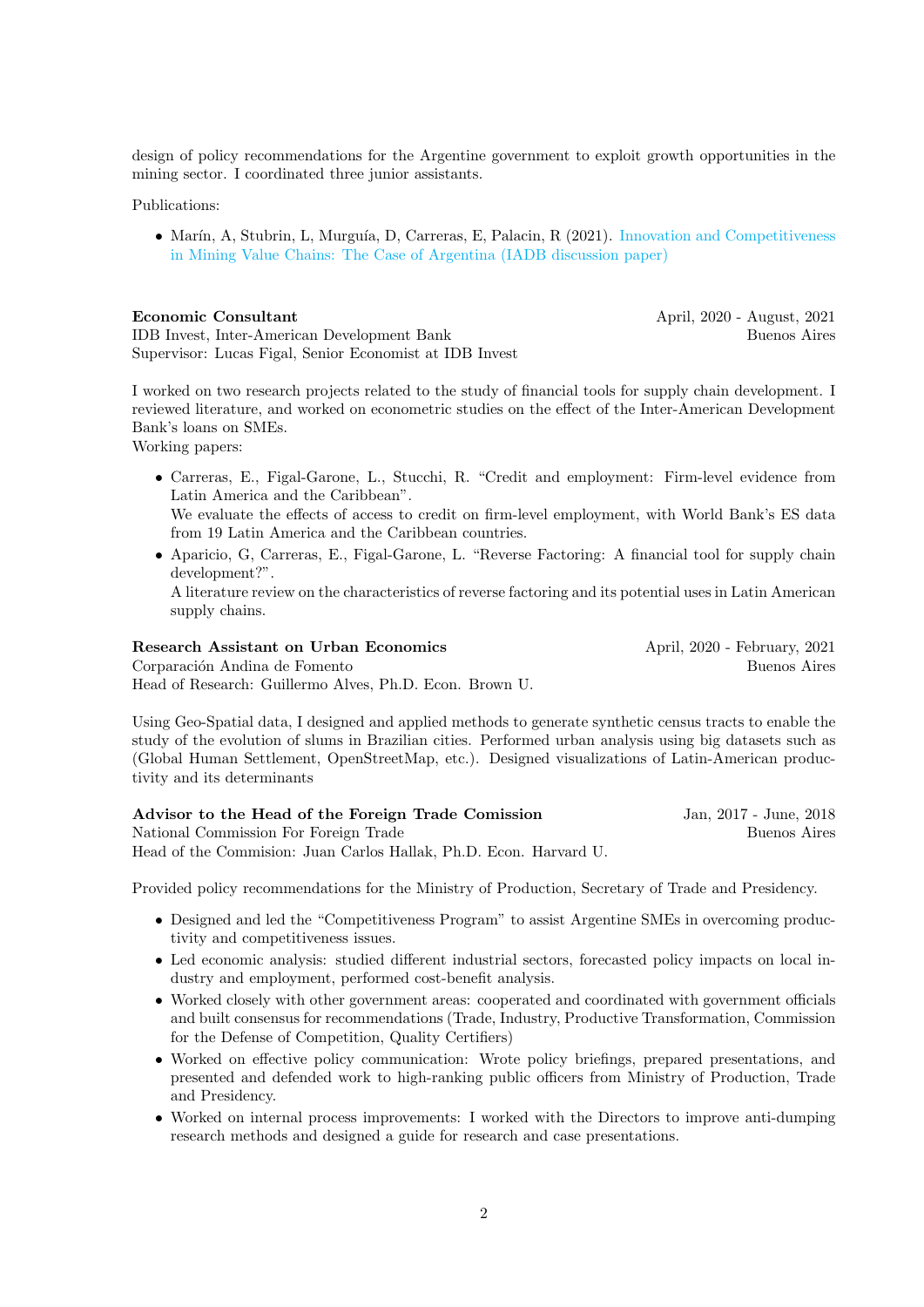design of policy recommendations for the Argentine government to exploit growth opportunities in the mining sector. I coordinated three junior assistants.

Publications:

- Marín, A, Stubrin, L, Murguía, D, Carreras, E, Palacin, R (2021). Innovation and Competitiveness in Mining Value Chains: The Case of Argentina (IADB discussion paper)

**Economic Consultant** — April, 2020 - August, 2021
IDB Invest, Inter-American Development Bank — Buenos Aires
Supervisor: Lucas Figal, Senior Economist at IDB Invest

I worked on two research projects related to the study of financial tools for supply chain development. I reviewed literature, and worked on econometric studies on the effect of the Inter-American Development Bank's loans on SMEs.
Working papers:

- Carreras, E., Figal-Garone, L., Stucchi, R. "Credit and employment: Firm-level evidence from Latin America and the Caribbean".
  We evaluate the effects of access to credit on firm-level employment, with World Bank's ES data from 19 Latin America and the Caribbean countries.
- Aparicio, G, Carreras, E., Figal-Garone, L. "Reverse Factoring: A financial tool for supply chain development?".
  A literature review on the characteristics of reverse factoring and its potential uses in Latin American supply chains.

**Research Assistant on Urban Economics** — April, 2020 - February, 2021
Corparación Andina de Fomento — Buenos Aires
Head of Research: Guillermo Alves, Ph.D. Econ. Brown U.

Using Geo-Spatial data, I designed and applied methods to generate synthetic census tracts to enable the study of the evolution of slums in Brazilian cities. Performed urban analysis using big datasets such as (Global Human Settlement, OpenStreetMap, etc.). Designed visualizations of Latin-American productivity and its determinants

**Advisor to the Head of the Foreign Trade Comission** — Jan, 2017 - June, 2018
National Commission For Foreign Trade — Buenos Aires
Head of the Commision: Juan Carlos Hallak, Ph.D. Econ. Harvard U.

Provided policy recommendations for the Ministry of Production, Secretary of Trade and Presidency.

- Designed and led the "Competitiveness Program" to assist Argentine SMEs in overcoming productivity and competitiveness issues.
- Led economic analysis: studied different industrial sectors, forecasted policy impacts on local industry and employment, performed cost-benefit analysis.
- Worked closely with other government areas: cooperated and coordinated with government officials and built consensus for recommendations (Trade, Industry, Productive Transformation, Commission for the Defense of Competition, Quality Certifiers)
- Worked on effective policy communication: Wrote policy briefings, prepared presentations, and presented and defended work to high-ranking public officers from Ministry of Production, Trade and Presidency.
- Worked on internal process improvements: I worked with the Directors to improve anti-dumping research methods and designed a guide for research and case presentations.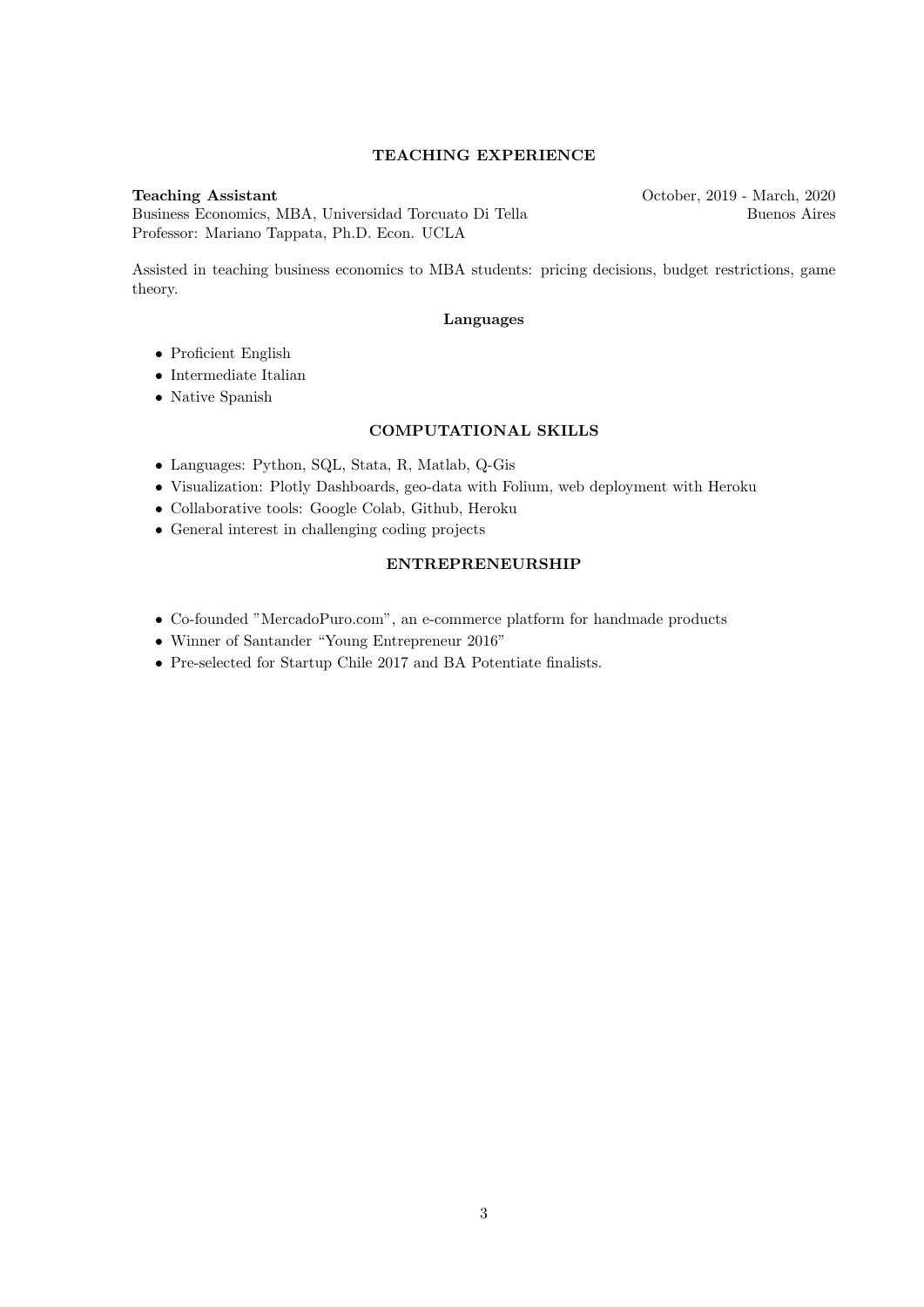## TEACHING EXPERIENCE

**Teaching Assistant** October, 2019 - March, 2020
Business Economics, MBA, Universidad Torcuato Di Tella Buenos Aires
Professor: Mariano Tappata, Ph.D. Econ. UCLA

Assisted in teaching business economics to MBA students: pricing decisions, budget restrictions, game theory.

### Languages

- Proficient English
- Intermediate Italian
- Native Spanish

## COMPUTATIONAL SKILLS

- Languages: Python, SQL, Stata, R, Matlab, Q-Gis
- Visualization: Plotly Dashboards, geo-data with Folium, web deployment with Heroku
- Collaborative tools: Google Colab, Github, Heroku
- General interest in challenging coding projects

## ENTREPRENEURSHIP

- Co-founded "MercadoPuro.com", an e-commerce platform for handmade products
- Winner of Santander "Young Entrepreneur 2016"
- Pre-selected for Startup Chile 2017 and BA Potentiate finalists.